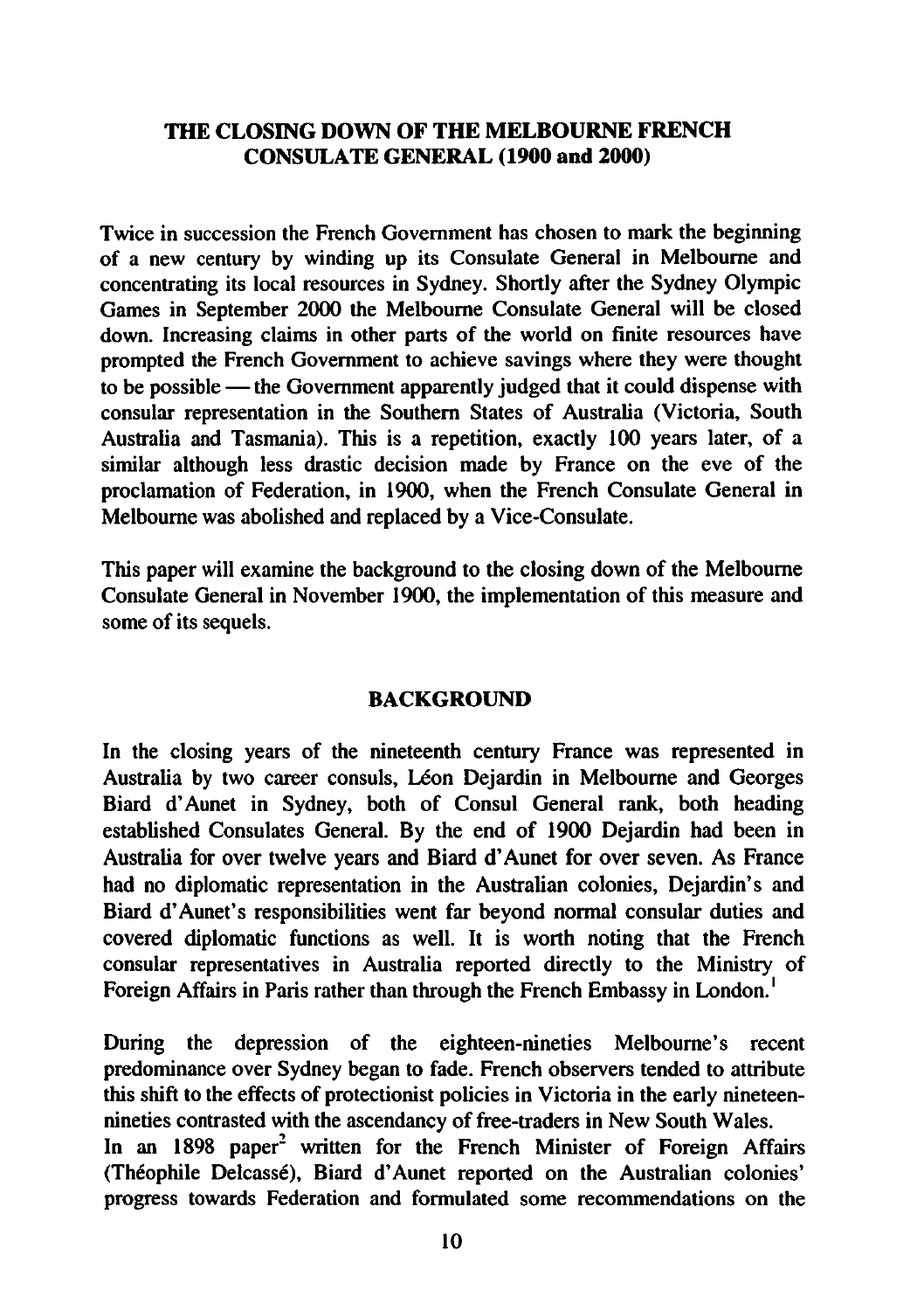# THE CLOSING DOWN OF THE MELBOURNE FRENCH CONSULATE GENERAL (1900 and 2000)

Twice in succession the French Government has chosen to mark the beginning of a new century by winding up its Consulate General in Melbourne and concentrating its local resources in Sydney. Shortly after the Sydney Olympic Games in September 2000 the Melbourne Consulate General will be closed down. Increasing claims in other parts of the world on finite resources have prompted the French Government to achieve savings where they were thought to be possible — the Government apparently judged that it could dispense with consular representation in the Southern States of Australia (Victoria, South Australia and Tasmania). This is a repetition, exactly 100 years later, of a similar although less drastic decision made by France on the eve of the proclamation of Federation, in 1900, when the French Consulate General in Melbourne was abolished and replaced by a Vice-Consulate.

This paper will examine the background to the closing down of the Melbourne Consulate General in November 1900, the implementation of this measure and some of its sequels.

## BACKGROUND

In the closing years of the nineteenth century France was represented in Australia by two career consuls, Léon Dejardin in Melbourne and Georges Biard d'Aunet in Sydney, both of Consul General rank, both heading established Consulates General. By the end of 1900 Dejardin had been in Australia for over twelve years and Biard d'Aunet for over seven. As France had no diplomatic representation in the Australian colonies, Dejardin's and Biard d'Aunet's responsibilities went far beyond normal consular duties and covered diplomatic functions as well. It is worth noting that the French consular representatives in Australia reported directly to the Ministry of Foreign Affairs in Paris rather than through the French Embassy in London.[1]

During the depression of the eighteen-nineties Melbourne's recent predominance over Sydney began to fade. French observers tended to attribute this shift to the effects of protectionist policies in Victoria in the early nineteen-nineties contrasted with the ascendancy of free-traders in New South Wales.

In an 1898 paper[2] written for the French Minister of Foreign Affairs (Théophile Delcassé), Biard d'Aunet reported on the Australian colonies' progress towards Federation and formulated some recommendations on the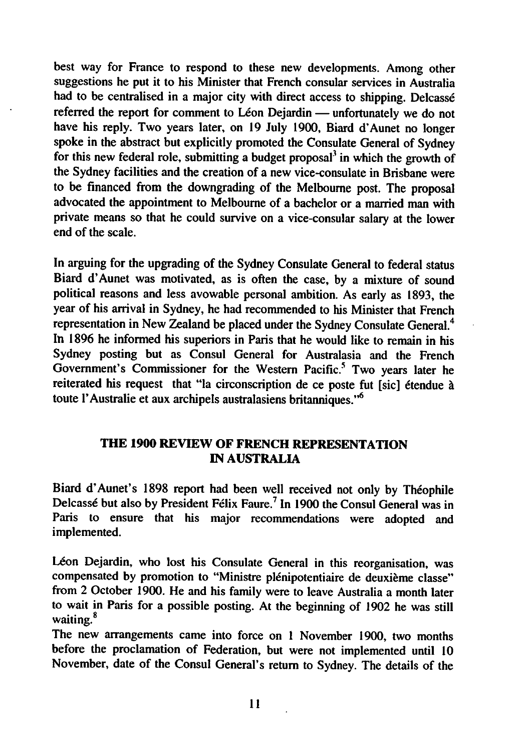best way for France to respond to these new developments. Among other suggestions he put it to his Minister that French consular services in Australia had to be centralised in a major city with direct access to shipping. Delcassé referred the report for comment to Léon Dejardin — unfortunately we do not have his reply. Two years later, on 19 July 1900, Biard d'Aunet no longer spoke in the abstract but explicitly promoted the Consulate General of Sydney for this new federal role, submitting a budget proposal[3] in which the growth of the Sydney facilities and the creation of a new vice-consulate in Brisbane were to be financed from the downgrading of the Melbourne post. The proposal advocated the appointment to Melbourne of a bachelor or a married man with private means so that he could survive on a vice-consular salary at the lower end of the scale.

In arguing for the upgrading of the Sydney Consulate General to federal status Biard d'Aunet was motivated, as is often the case, by a mixture of sound political reasons and less avowable personal ambition. As early as 1893, the year of his arrival in Sydney, he had recommended to his Minister that French representation in New Zealand be placed under the Sydney Consulate General.[4] In 1896 he informed his superiors in Paris that he would like to remain in his Sydney posting but as Consul General for Australasia and the French Government's Commissioner for the Western Pacific.[5] Two years later he reiterated his request that "la circonscription de ce poste fut [sic] étendue à toute l'Australie et aux archipels australasiens britanniques."[6]

## THE 1900 REVIEW OF FRENCH REPRESENTATION IN AUSTRALIA

Biard d'Aunet's 1898 report had been well received not only by Théophile Delcassé but also by President Félix Faure.[7] In 1900 the Consul General was in Paris to ensure that his major recommendations were adopted and implemented.

Léon Dejardin, who lost his Consulate General in this reorganisation, was compensated by promotion to "Ministre plénipotentiaire de deuxième classe" from 2 October 1900. He and his family were to leave Australia a month later to wait in Paris for a possible posting. At the beginning of 1902 he was still waiting.[8]

The new arrangements came into force on 1 November 1900, two months before the proclamation of Federation, but were not implemented until 10 November, date of the Consul General's return to Sydney. The details of the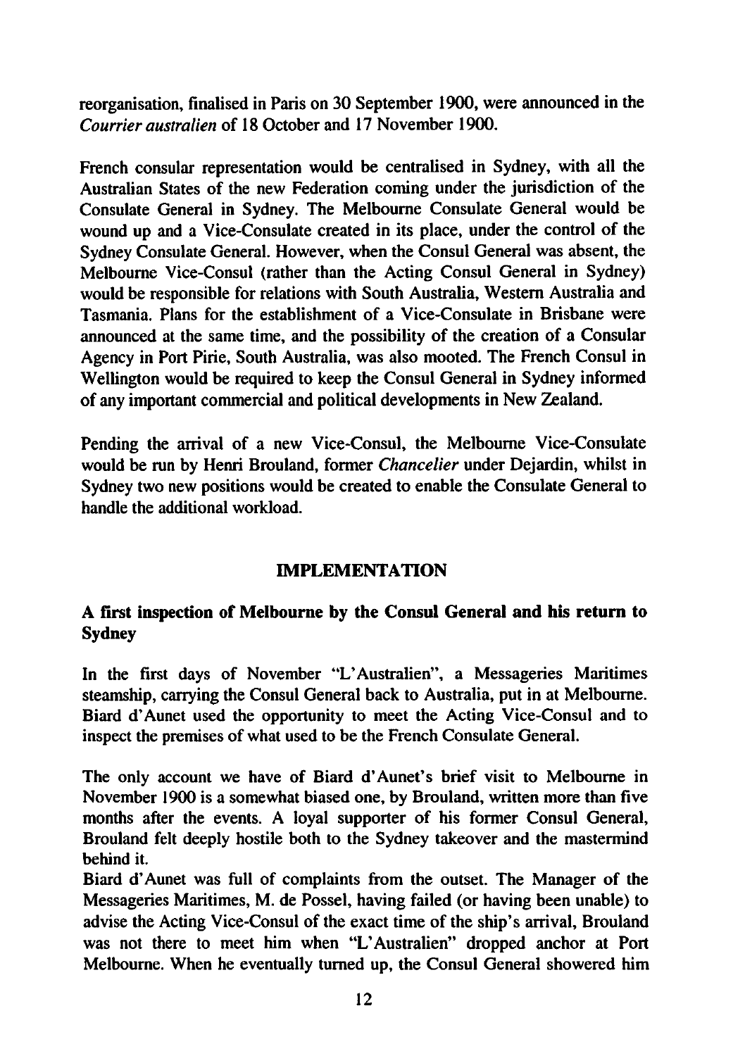reorganisation, finalised in Paris on 30 September 1900, were announced in the *Courrier australien* of 18 October and 17 November 1900.

French consular representation would be centralised in Sydney, with all the Australian States of the new Federation coming under the jurisdiction of the Consulate General in Sydney. The Melbourne Consulate General would be wound up and a Vice-Consulate created in its place, under the control of the Sydney Consulate General. However, when the Consul General was absent, the Melbourne Vice-Consul (rather than the Acting Consul General in Sydney) would be responsible for relations with South Australia, Western Australia and Tasmania. Plans for the establishment of a Vice-Consulate in Brisbane were announced at the same time, and the possibility of the creation of a Consular Agency in Port Pirie, South Australia, was also mooted. The French Consul in Wellington would be required to keep the Consul General in Sydney informed of any important commercial and political developments in New Zealand.

Pending the arrival of a new Vice-Consul, the Melbourne Vice-Consulate would be run by Henri Brouland, former *Chancelier* under Dejardin, whilst in Sydney two new positions would be created to enable the Consulate General to handle the additional workload.

## IMPLEMENTATION

### A first inspection of Melbourne by the Consul General and his return to Sydney

In the first days of November "L'Australien", a Messageries Maritimes steamship, carrying the Consul General back to Australia, put in at Melbourne. Biard d'Aunet used the opportunity to meet the Acting Vice-Consul and to inspect the premises of what used to be the French Consulate General.

The only account we have of Biard d'Aunet's brief visit to Melbourne in November 1900 is a somewhat biased one, by Brouland, written more than five months after the events. A loyal supporter of his former Consul General, Brouland felt deeply hostile both to the Sydney takeover and the mastermind behind it.
Biard d'Aunet was full of complaints from the outset. The Manager of the Messageries Maritimes, M. de Possel, having failed (or having been unable) to advise the Acting Vice-Consul of the exact time of the ship's arrival, Brouland was not there to meet him when "L'Australien" dropped anchor at Port Melbourne. When he eventually turned up, the Consul General showered him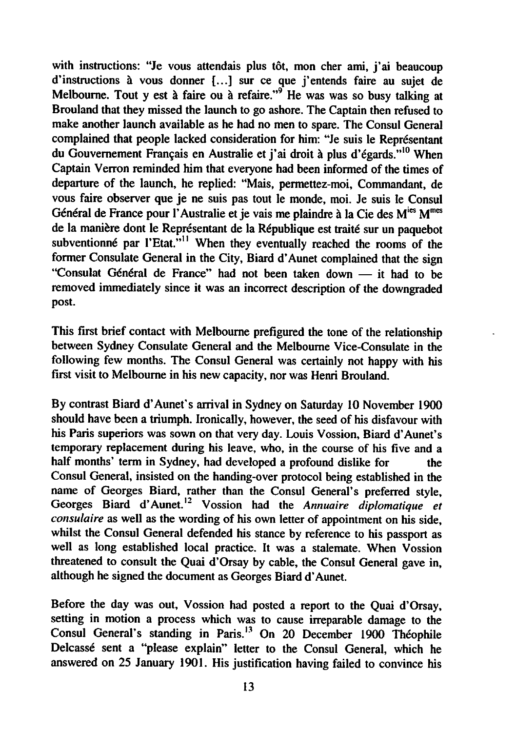with instructions: "Je vous attendais plus tôt, mon cher ami, j'ai beaucoup d'instructions à vous donner [...] sur ce que j'entends faire au sujet de Melbourne. Tout y est à faire ou à refaire."[9] He was was so busy talking at Brouland that they missed the launch to go ashore. The Captain then refused to make another launch available as he had no men to spare. The Consul General complained that people lacked consideration for him: "Je suis le Représentant du Gouvernement Français en Australie et j'ai droit à plus d'égards."[10] When Captain Verron reminded him that everyone had been informed of the times of departure of the launch, he replied: "Mais, permettez-moi, Commandant, de vous faire observer que je ne suis pas tout le monde, moi. Je suis le Consul Général de France pour l'Australie et je vais me plaindre à la Cie des M[ies] M[mes] de la manière dont le Représentant de la République est traité sur un paquebot subventionné par l'Etat."[11] When they eventually reached the rooms of the former Consulate General in the City, Biard d'Aunet complained that the sign "Consulat Général de France" had not been taken down — it had to be removed immediately since it was an incorrect description of the downgraded post.

This first brief contact with Melbourne prefigured the tone of the relationship between Sydney Consulate General and the Melbourne Vice-Consulate in the following few months. The Consul General was certainly not happy with his first visit to Melbourne in his new capacity, nor was Henri Brouland.

By contrast Biard d'Aunet's arrival in Sydney on Saturday 10 November 1900 should have been a triumph. Ironically, however, the seed of his disfavour with his Paris superiors was sown on that very day. Louis Vossion, Biard d'Aunet's temporary replacement during his leave, who, in the course of his five and a half months' term in Sydney, had developed a profound dislike for the Consul General, insisted on the handing-over protocol being established in the name of Georges Biard, rather than the Consul General's preferred style, Georges Biard d'Aunet.[12] Vossion had the *Annuaire diplomatique et consulaire* as well as the wording of his own letter of appointment on his side, whilst the Consul General defended his stance by reference to his passport as well as long established local practice. It was a stalemate. When Vossion threatened to consult the Quai d'Orsay by cable, the Consul General gave in, although he signed the document as Georges Biard d'Aunet.

Before the day was out, Vossion had posted a report to the Quai d'Orsay, setting in motion a process which was to cause irreparable damage to the Consul General's standing in Paris.[13] On 20 December 1900 Théophile Delcassé sent a "please explain" letter to the Consul General, which he answered on 25 January 1901. His justification having failed to convince his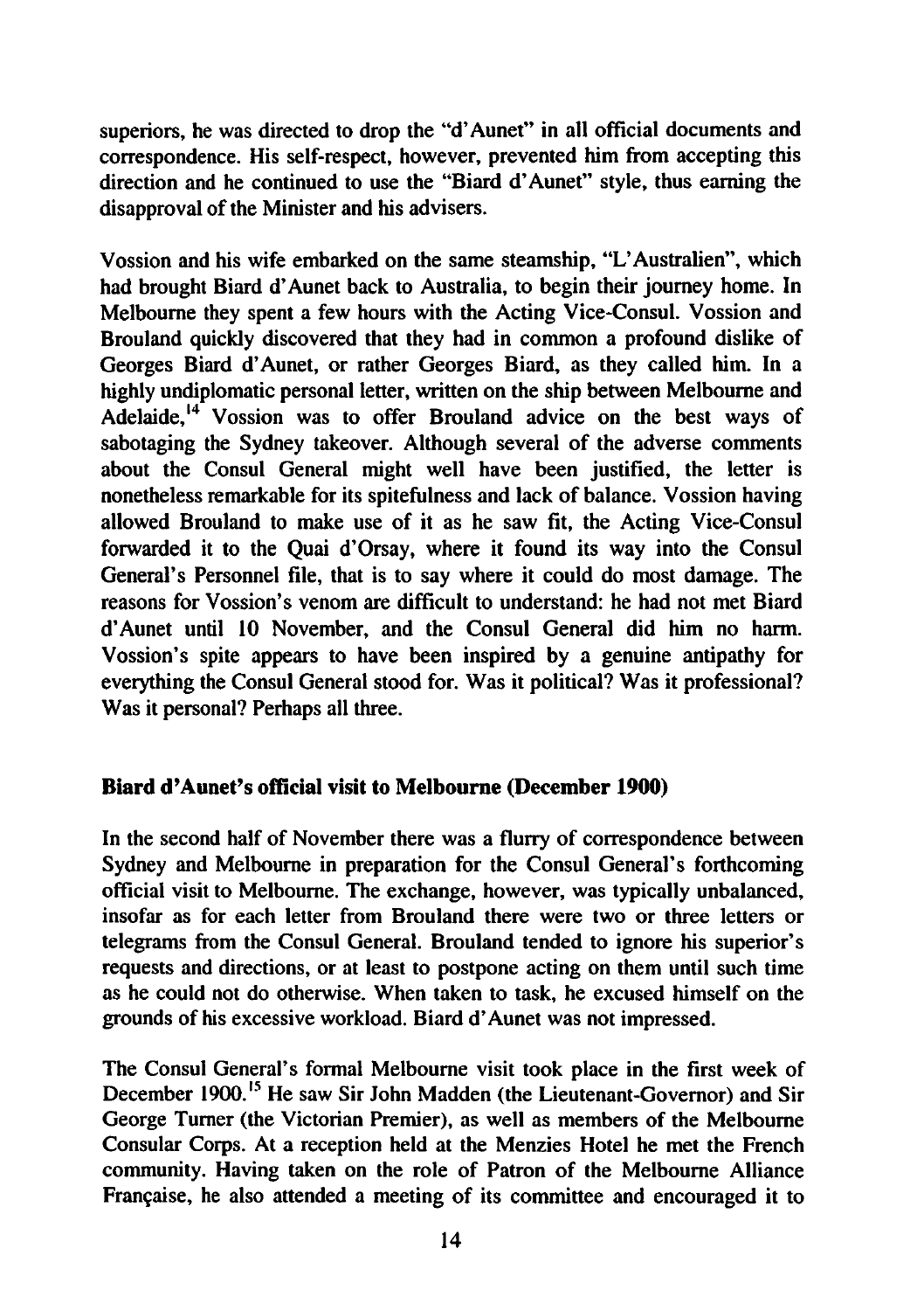superiors, he was directed to drop the "d'Aunet" in all official documents and correspondence. His self-respect, however, prevented him from accepting this direction and he continued to use the "Biard d'Aunet" style, thus earning the disapproval of the Minister and his advisers.

Vossion and his wife embarked on the same steamship, "L'Australien", which had brought Biard d'Aunet back to Australia, to begin their journey home. In Melbourne they spent a few hours with the Acting Vice-Consul. Vossion and Brouland quickly discovered that they had in common a profound dislike of Georges Biard d'Aunet, or rather Georges Biard, as they called him. In a highly undiplomatic personal letter, written on the ship between Melbourne and Adelaide,[14] Vossion was to offer Brouland advice on the best ways of sabotaging the Sydney takeover. Although several of the adverse comments about the Consul General might well have been justified, the letter is nonetheless remarkable for its spitefulness and lack of balance. Vossion having allowed Brouland to make use of it as he saw fit, the Acting Vice-Consul forwarded it to the Quai d'Orsay, where it found its way into the Consul General's Personnel file, that is to say where it could do most damage. The reasons for Vossion's venom are difficult to understand: he had not met Biard d'Aunet until 10 November, and the Consul General did him no harm. Vossion's spite appears to have been inspired by a genuine antipathy for everything the Consul General stood for. Was it political? Was it professional? Was it personal? Perhaps all three.

### Biard d'Aunet's official visit to Melbourne (December 1900)

In the second half of November there was a flurry of correspondence between Sydney and Melbourne in preparation for the Consul General's forthcoming official visit to Melbourne. The exchange, however, was typically unbalanced, insofar as for each letter from Brouland there were two or three letters or telegrams from the Consul General. Brouland tended to ignore his superior's requests and directions, or at least to postpone acting on them until such time as he could not do otherwise. When taken to task, he excused himself on the grounds of his excessive workload. Biard d'Aunet was not impressed.

The Consul General's formal Melbourne visit took place in the first week of December 1900.[15] He saw Sir John Madden (the Lieutenant-Governor) and Sir George Turner (the Victorian Premier), as well as members of the Melbourne Consular Corps. At a reception held at the Menzies Hotel he met the French community. Having taken on the role of Patron of the Melbourne Alliance Française, he also attended a meeting of its committee and encouraged it to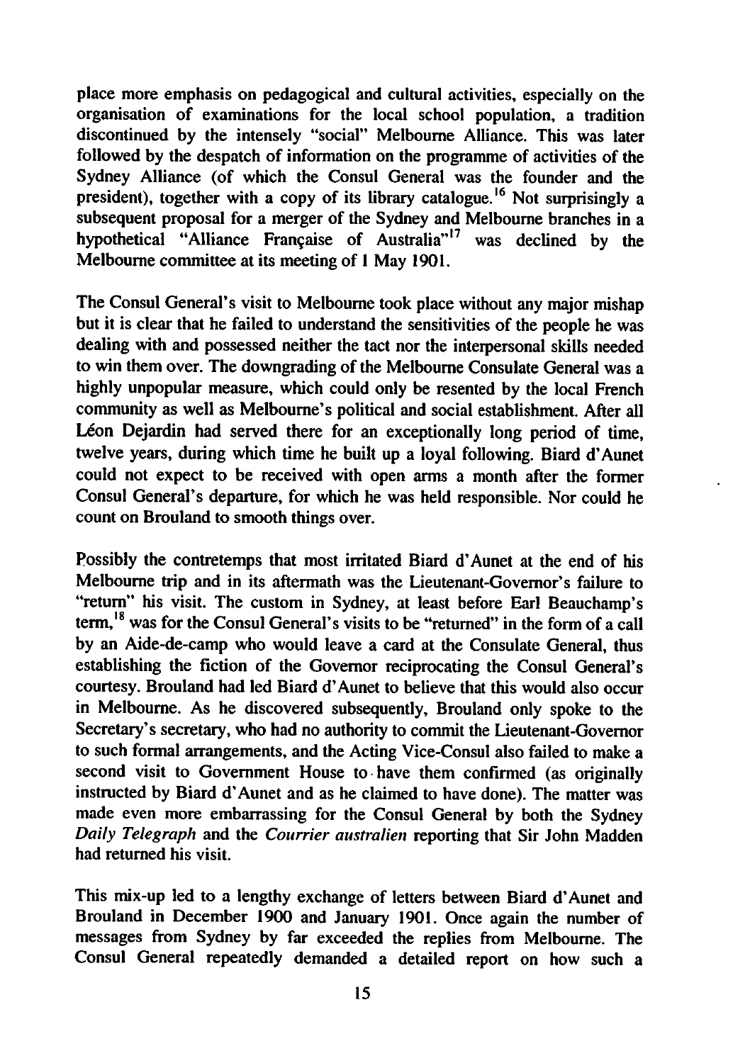place more emphasis on pedagogical and cultural activities, especially on the organisation of examinations for the local school population, a tradition discontinued by the intensely "social" Melbourne Alliance. This was later followed by the despatch of information on the programme of activities of the Sydney Alliance (of which the Consul General was the founder and the president), together with a copy of its library catalogue.[16] Not surprisingly a subsequent proposal for a merger of the Sydney and Melbourne branches in a hypothetical "Alliance Française of Australia"[17] was declined by the Melbourne committee at its meeting of 1 May 1901.

The Consul General's visit to Melbourne took place without any major mishap but it is clear that he failed to understand the sensitivities of the people he was dealing with and possessed neither the tact nor the interpersonal skills needed to win them over. The downgrading of the Melbourne Consulate General was a highly unpopular measure, which could only be resented by the local French community as well as Melbourne's political and social establishment. After all Léon Dejardin had served there for an exceptionally long period of time, twelve years, during which time he built up a loyal following. Biard d'Aunet could not expect to be received with open arms a month after the former Consul General's departure, for which he was held responsible. Nor could he count on Brouland to smooth things over.

Possibly the contretemps that most irritated Biard d'Aunet at the end of his Melbourne trip and in its aftermath was the Lieutenant-Governor's failure to "return" his visit. The custom in Sydney, at least before Earl Beauchamp's term,[18] was for the Consul General's visits to be "returned" in the form of a call by an Aide-de-camp who would leave a card at the Consulate General, thus establishing the fiction of the Governor reciprocating the Consul General's courtesy. Brouland had led Biard d'Aunet to believe that this would also occur in Melbourne. As he discovered subsequently, Brouland only spoke to the Secretary's secretary, who had no authority to commit the Lieutenant-Governor to such formal arrangements, and the Acting Vice-Consul also failed to make a second visit to Government House to have them confirmed (as originally instructed by Biard d'Aunet and as he claimed to have done). The matter was made even more embarrassing for the Consul General by both the Sydney *Daily Telegraph* and the *Courrier australien* reporting that Sir John Madden had returned his visit.

This mix-up led to a lengthy exchange of letters between Biard d'Aunet and Brouland in December 1900 and January 1901. Once again the number of messages from Sydney by far exceeded the replies from Melbourne. The Consul General repeatedly demanded a detailed report on how such a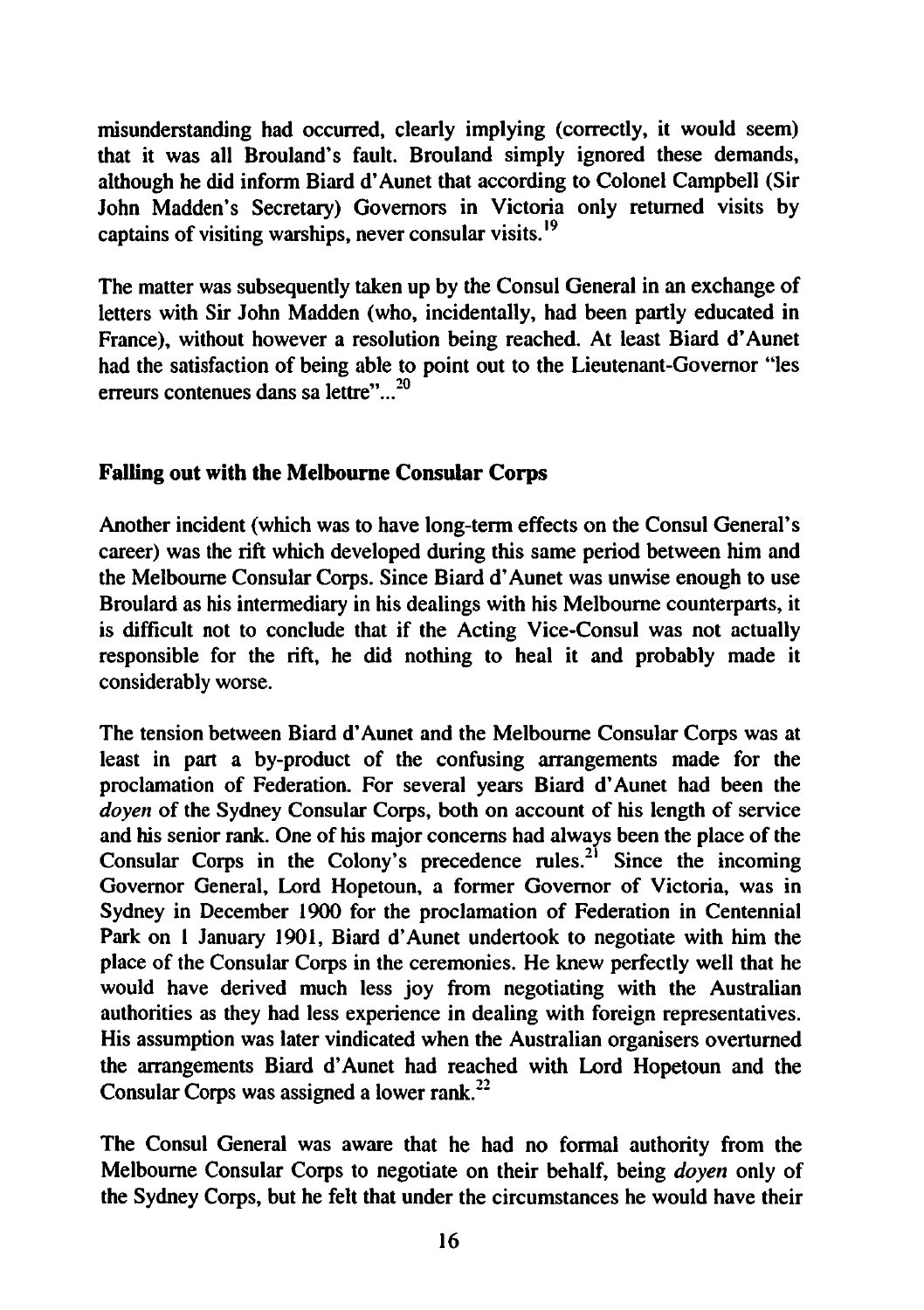misunderstanding had occurred, clearly implying (correctly, it would seem) that it was all Brouland's fault. Brouland simply ignored these demands, although he did inform Biard d'Aunet that according to Colonel Campbell (Sir John Madden's Secretary) Governors in Victoria only returned visits by captains of visiting warships, never consular visits.[19]

The matter was subsequently taken up by the Consul General in an exchange of letters with Sir John Madden (who, incidentally, had been partly educated in France), without however a resolution being reached. At least Biard d'Aunet had the satisfaction of being able to point out to the Lieutenant-Governor "les erreurs contenues dans sa lettre"...[20]

## Falling out with the Melbourne Consular Corps

Another incident (which was to have long-term effects on the Consul General's career) was the rift which developed during this same period between him and the Melbourne Consular Corps. Since Biard d'Aunet was unwise enough to use Broulard as his intermediary in his dealings with his Melbourne counterparts, it is difficult not to conclude that if the Acting Vice-Consul was not actually responsible for the rift, he did nothing to heal it and probably made it considerably worse.

The tension between Biard d'Aunet and the Melbourne Consular Corps was at least in part a by-product of the confusing arrangements made for the proclamation of Federation. For several years Biard d'Aunet had been the *doyen* of the Sydney Consular Corps, both on account of his length of service and his senior rank. One of his major concerns had always been the place of the Consular Corps in the Colony's precedence rules.[21] Since the incoming Governor General, Lord Hopetoun, a former Governor of Victoria, was in Sydney in December 1900 for the proclamation of Federation in Centennial Park on 1 January 1901, Biard d'Aunet undertook to negotiate with him the place of the Consular Corps in the ceremonies. He knew perfectly well that he would have derived much less joy from negotiating with the Australian authorities as they had less experience in dealing with foreign representatives. His assumption was later vindicated when the Australian organisers overturned the arrangements Biard d'Aunet had reached with Lord Hopetoun and the Consular Corps was assigned a lower rank.[22]

The Consul General was aware that he had no formal authority from the Melbourne Consular Corps to negotiate on their behalf, being *doyen* only of the Sydney Corps, but he felt that under the circumstances he would have their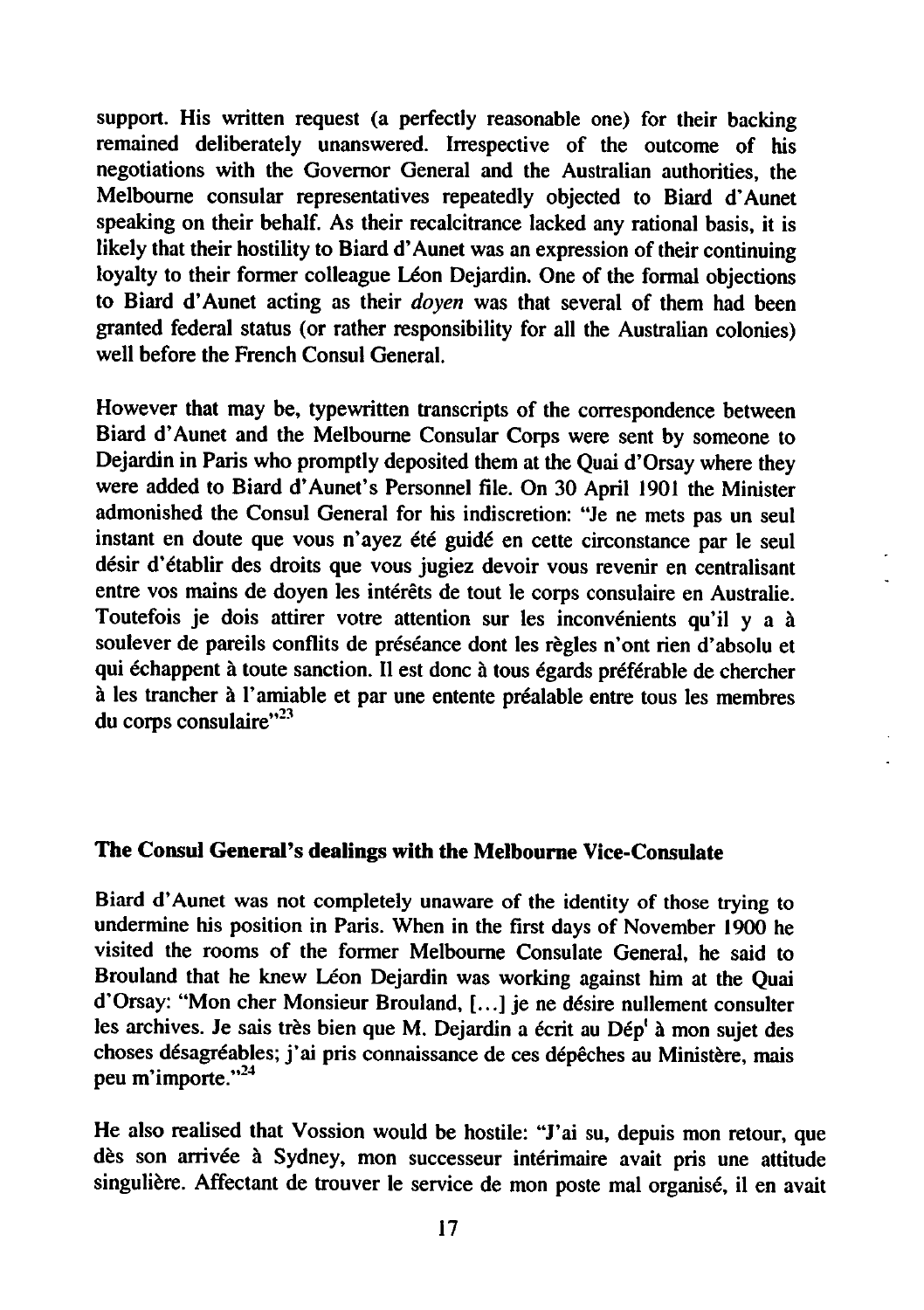support. His written request (a perfectly reasonable one) for their backing remained deliberately unanswered. Irrespective of the outcome of his negotiations with the Governor General and the Australian authorities, the Melbourne consular representatives repeatedly objected to Biard d'Aunet speaking on their behalf. As their recalcitrance lacked any rational basis, it is likely that their hostility to Biard d'Aunet was an expression of their continuing loyalty to their former colleague Léon Dejardin. One of the formal objections to Biard d'Aunet acting as their *doyen* was that several of them had been granted federal status (or rather responsibility for all the Australian colonies) well before the French Consul General.

However that may be, typewritten transcripts of the correspondence between Biard d'Aunet and the Melbourne Consular Corps were sent by someone to Dejardin in Paris who promptly deposited them at the Quai d'Orsay where they were added to Biard d'Aunet's Personnel file. On 30 April 1901 the Minister admonished the Consul General for his indiscretion: "Je ne mets pas un seul instant en doute que vous n'ayez été guidé en cette circonstance par le seul désir d'établir des droits que vous jugiez devoir vous revenir en centralisant entre vos mains de doyen les intérêts de tout le corps consulaire en Australie. Toutefois je dois attirer votre attention sur les inconvénients qu'il y a à soulever de pareils conflits de préséance dont les règles n'ont rien d'absolu et qui échappent à toute sanction. Il est donc à tous égards préférable de chercher à les trancher à l'amiable et par une entente préalable entre tous les membres du corps consulaire"[23]

## The Consul General's dealings with the Melbourne Vice-Consulate

Biard d'Aunet was not completely unaware of the identity of those trying to undermine his position in Paris. When in the first days of November 1900 he visited the rooms of the former Melbourne Consulate General, he said to Brouland that he knew Léon Dejardin was working against him at the Quai d'Orsay: "Mon cher Monsieur Brouland, [...] je ne désire nullement consulter les archives. Je sais très bien que M. Dejardin a écrit au Dép[t] à mon sujet des choses désagréables; j'ai pris connaissance de ces dépêches au Ministère, mais peu m'importe."[24]

He also realised that Vossion would be hostile: "J'ai su, depuis mon retour, que dès son arrivée à Sydney, mon successeur intérimaire avait pris une attitude singulière. Affectant de trouver le service de mon poste mal organisé, il en avait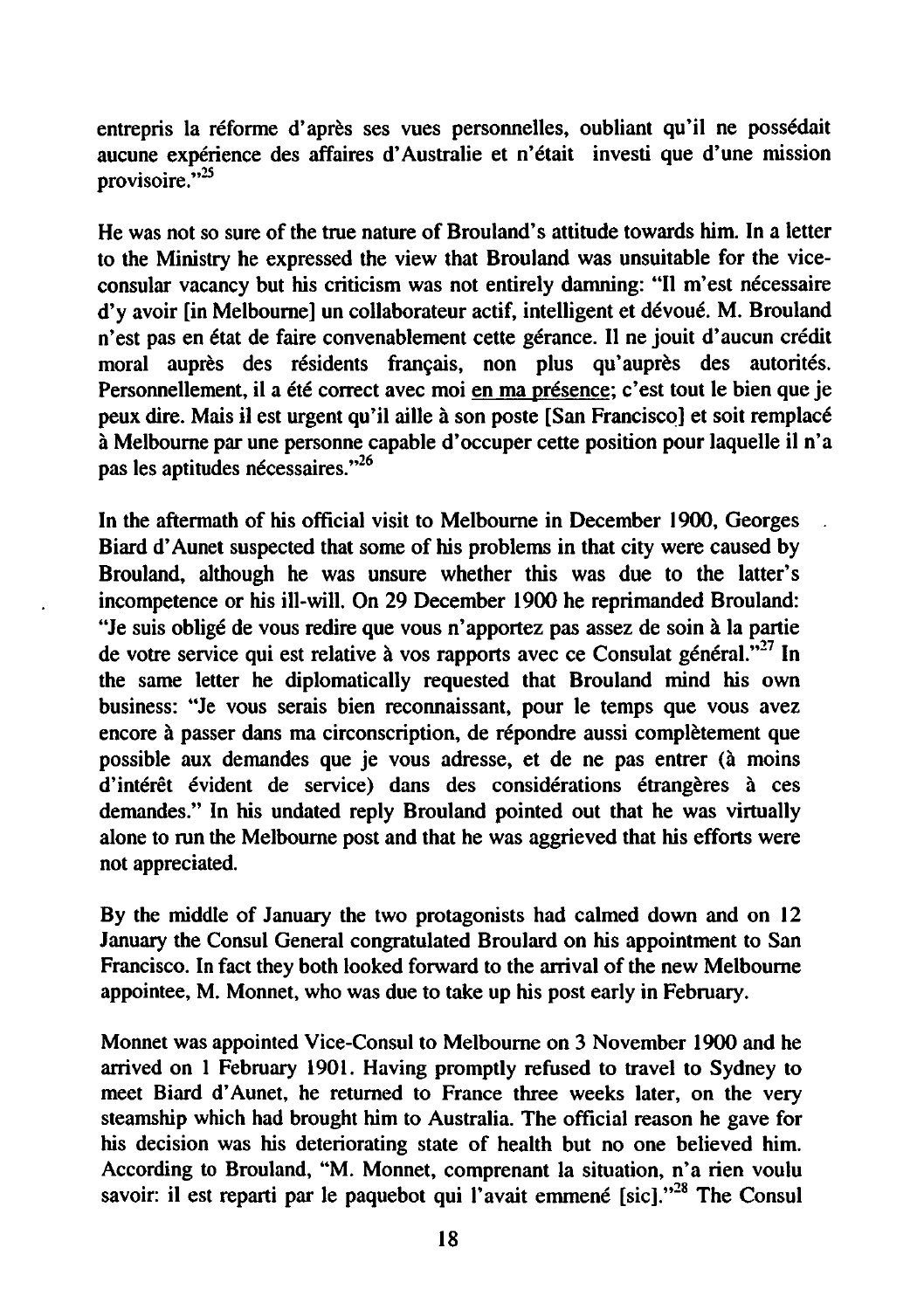entrepris la réforme d'après ses vues personnelles, oubliant qu'il ne possédait aucune expérience des affaires d'Australie et n'était investi que d'une mission provisoire."[25]

He was not so sure of the true nature of Brouland's attitude towards him. In a letter to the Ministry he expressed the view that Brouland was unsuitable for the vice-consular vacancy but his criticism was not entirely damning: "Il m'est nécessaire d'y avoir [in Melbourne] un collaborateur actif, intelligent et dévoué. M. Brouland n'est pas en état de faire convenablement cette gérance. Il ne jouit d'aucun crédit moral auprès des résidents français, non plus qu'auprès des autorités. Personnellement, il a été correct avec moi <u>en ma présence</u>; c'est tout le bien que je peux dire. Mais il est urgent qu'il aille à son poste [San Francisco] et soit remplacé à Melbourne par une personne capable d'occuper cette position pour laquelle il n'a pas les aptitudes nécessaires."[26]

In the aftermath of his official visit to Melbourne in December 1900, Georges Biard d'Aunet suspected that some of his problems in that city were caused by Brouland, although he was unsure whether this was due to the latter's incompetence or his ill-will. On 29 December 1900 he reprimanded Brouland: "Je suis obligé de vous redire que vous n'apportez pas assez de soin à la partie de votre service qui est relative à vos rapports avec ce Consulat général."[27] In the same letter he diplomatically requested that Brouland mind his own business: "Je vous serais bien reconnaissant, pour le temps que vous avez encore à passer dans ma circonscription, de répondre aussi complètement que possible aux demandes que je vous adresse, et de ne pas entrer (à moins d'intérêt évident de service) dans des considérations étrangères à ces demandes." In his undated reply Brouland pointed out that he was virtually alone to run the Melbourne post and that he was aggrieved that his efforts were not appreciated.

By the middle of January the two protagonists had calmed down and on 12 January the Consul General congratulated Broulard on his appointment to San Francisco. In fact they both looked forward to the arrival of the new Melbourne appointee, M. Monnet, who was due to take up his post early in February.

Monnet was appointed Vice-Consul to Melbourne on 3 November 1900 and he arrived on 1 February 1901. Having promptly refused to travel to Sydney to meet Biard d'Aunet, he returned to France three weeks later, on the very steamship which had brought him to Australia. The official reason he gave for his decision was his deteriorating state of health but no one believed him. According to Brouland, "M. Monnet, comprenant la situation, n'a rien voulu savoir: il est reparti par le paquebot qui l'avait emmené [sic]."[28] The Consul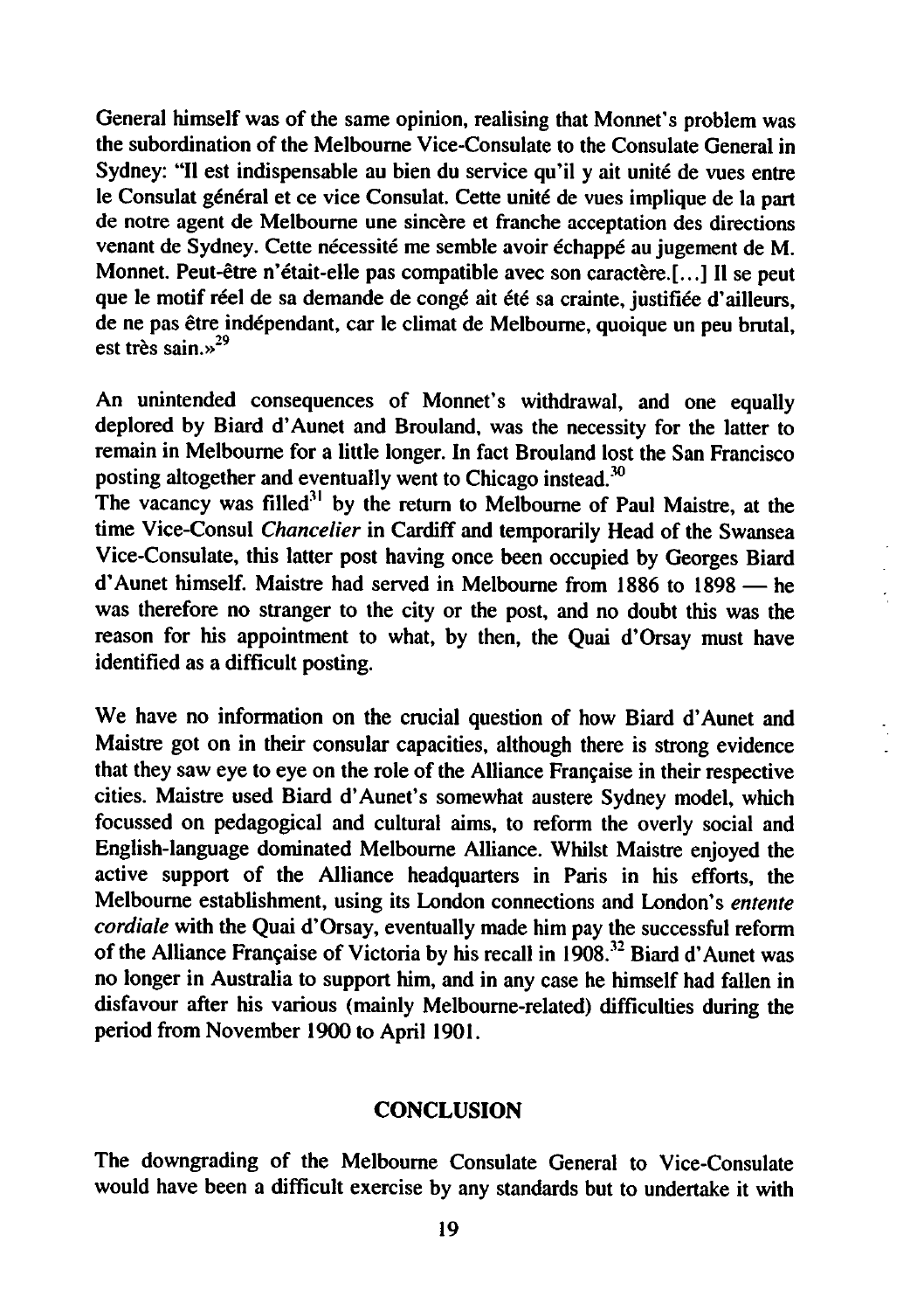General himself was of the same opinion, realising that Monnet's problem was the subordination of the Melbourne Vice-Consulate to the Consulate General in Sydney: "Il est indispensable au bien du service qu'il y ait unité de vues entre le Consulat général et ce vice Consulat. Cette unité de vues implique de la part de notre agent de Melbourne une sincère et franche acceptation des directions venant de Sydney. Cette nécessité me semble avoir échappé au jugement de M. Monnet. Peut-être n'était-elle pas compatible avec son caractère.[...] Il se peut que le motif réel de sa demande de congé ait été sa crainte, justifiée d'ailleurs, de ne pas être indépendant, car le climat de Melbourne, quoique un peu brutal, est très sain.»[29]

An unintended consequences of Monnet's withdrawal, and one equally deplored by Biard d'Aunet and Brouland, was the necessity for the latter to remain in Melbourne for a little longer. In fact Brouland lost the San Francisco posting altogether and eventually went to Chicago instead.[30]
The vacancy was filled[31] by the return to Melbourne of Paul Maistre, at the time Vice-Consul *Chancelier* in Cardiff and temporarily Head of the Swansea Vice-Consulate, this latter post having once been occupied by Georges Biard d'Aunet himself. Maistre had served in Melbourne from 1886 to 1898 — he was therefore no stranger to the city or the post, and no doubt this was the reason for his appointment to what, by then, the Quai d'Orsay must have identified as a difficult posting.

We have no information on the crucial question of how Biard d'Aunet and Maistre got on in their consular capacities, although there is strong evidence that they saw eye to eye on the role of the Alliance Française in their respective cities. Maistre used Biard d'Aunet's somewhat austere Sydney model, which focussed on pedagogical and cultural aims, to reform the overly social and English-language dominated Melbourne Alliance. Whilst Maistre enjoyed the active support of the Alliance headquarters in Paris in his efforts, the Melbourne establishment, using its London connections and London's *entente cordiale* with the Quai d'Orsay, eventually made him pay the successful reform of the Alliance Française of Victoria by his recall in 1908.[32] Biard d'Aunet was no longer in Australia to support him, and in any case he himself had fallen in disfavour after his various (mainly Melbourne-related) difficulties during the period from November 1900 to April 1901.

## CONCLUSION

The downgrading of the Melbourne Consulate General to Vice-Consulate would have been a difficult exercise by any standards but to undertake it with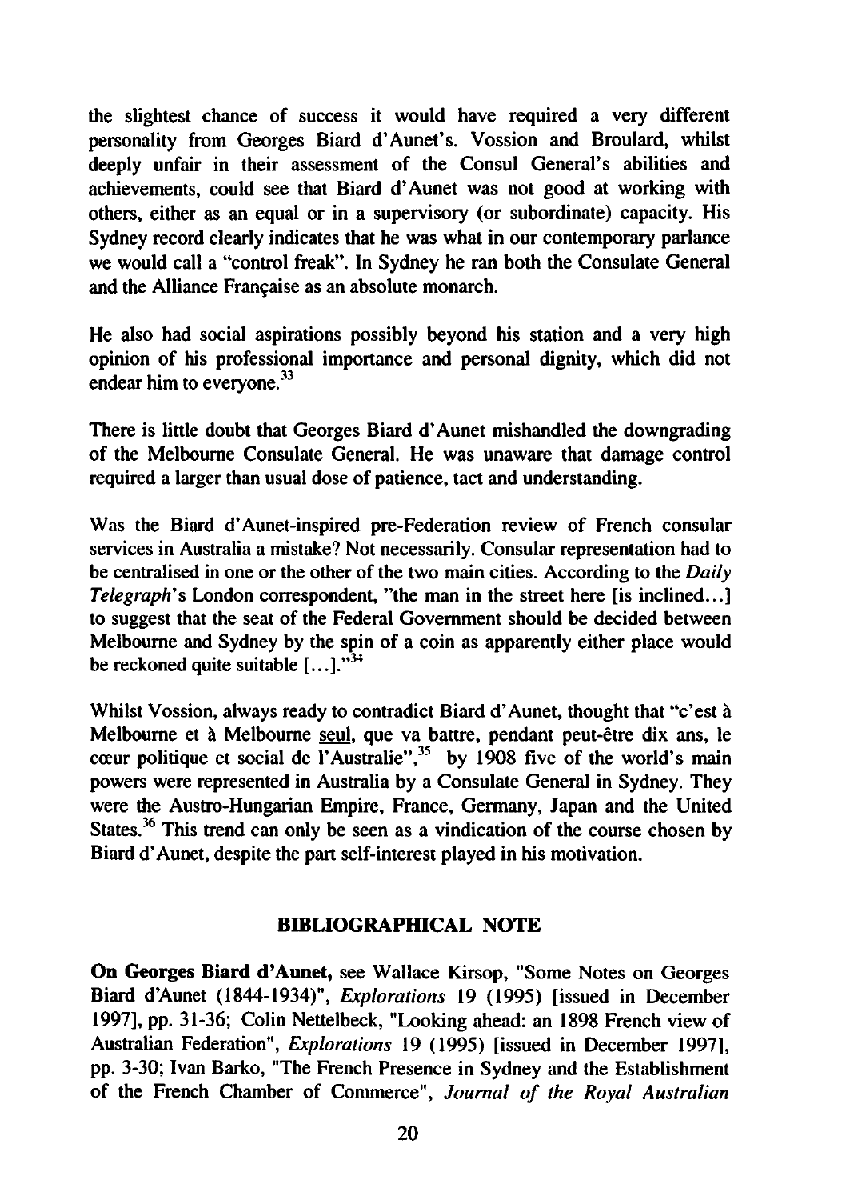the slightest chance of success it would have required a very different personality from Georges Biard d'Aunet's. Vossion and Broulard, whilst deeply unfair in their assessment of the Consul General's abilities and achievements, could see that Biard d'Aunet was not good at working with others, either as an equal or in a supervisory (or subordinate) capacity. His Sydney record clearly indicates that he was what in our contemporary parlance we would call a "control freak". In Sydney he ran both the Consulate General and the Alliance Française as an absolute monarch.

He also had social aspirations possibly beyond his station and a very high opinion of his professional importance and personal dignity, which did not endear him to everyone.[33]

There is little doubt that Georges Biard d'Aunet mishandled the downgrading of the Melbourne Consulate General. He was unaware that damage control required a larger than usual dose of patience, tact and understanding.

Was the Biard d'Aunet-inspired pre-Federation review of French consular services in Australia a mistake? Not necessarily. Consular representation had to be centralised in one or the other of the two main cities. According to the *Daily Telegraph*'s London correspondent, "the man in the street here [is inclined...] to suggest that the seat of the Federal Government should be decided between Melbourne and Sydney by the spin of a coin as apparently either place would be reckoned quite suitable [...]."[34]

Whilst Vossion, always ready to contradict Biard d'Aunet, thought that "c'est à Melbourne et à Melbourne <u>seul</u>, que va battre, pendant peut-être dix ans, le cœur politique et social de l'Australie",[35] by 1908 five of the world's main powers were represented in Australia by a Consulate General in Sydney. They were the Austro-Hungarian Empire, France, Germany, Japan and the United States.[36] This trend can only be seen as a vindication of the course chosen by Biard d'Aunet, despite the part self-interest played in his motivation.

## BIBLIOGRAPHICAL NOTE

**On Georges Biard d'Aunet,** see Wallace Kirsop, "Some Notes on Georges Biard d'Aunet (1844-1934)", *Explorations* 19 (1995) [issued in December 1997], pp. 31-36; Colin Nettelbeck, "Looking ahead: an 1898 French view of Australian Federation", *Explorations* 19 (1995) [issued in December 1997], pp. 3-30; Ivan Barko, "The French Presence in Sydney and the Establishment of the French Chamber of Commerce", *Journal of the Royal Australian*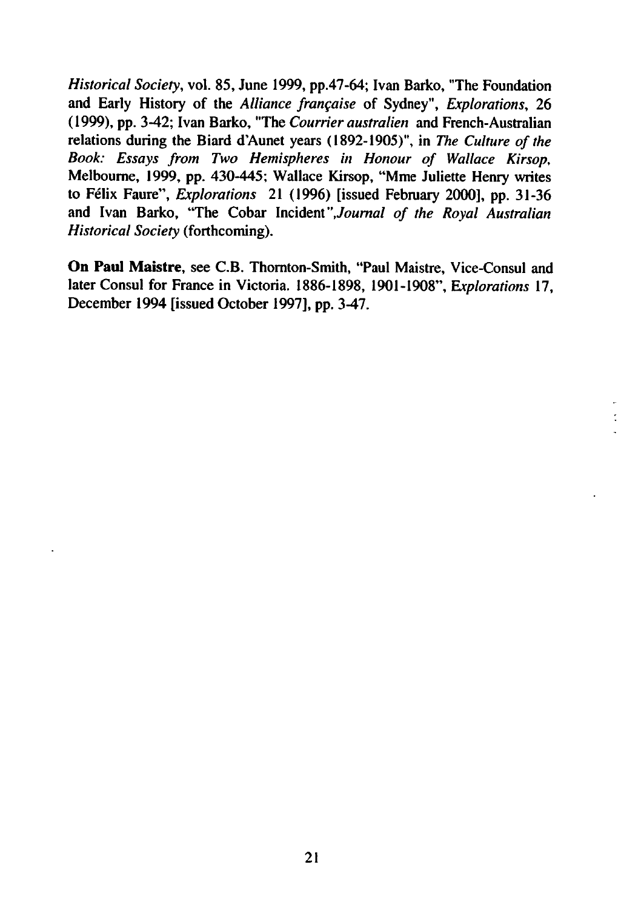*Historical Society*, vol. 85, June 1999, pp.47-64; Ivan Barko, "The Foundation and Early History of the *Alliance française* of Sydney", *Explorations*, 26 (1999), pp. 3-42; Ivan Barko, "The *Courrier australien* and French-Australian relations during the Biard d'Aunet years (1892-1905)", in *The Culture of the Book: Essays from Two Hemispheres in Honour of Wallace Kirsop*, Melbourne, 1999, pp. 430-445; Wallace Kirsop, "Mme Juliette Henry writes to Félix Faure", *Explorations* 21 (1996) [issued February 2000], pp. 31-36 and Ivan Barko, "The Cobar Incident",*Journal of the Royal Australian Historical Society* (forthcoming).

**On Paul Maistre**, see C.B. Thornton-Smith, "Paul Maistre, Vice-Consul and later Consul for France in Victoria. 1886-1898, 1901-1908", *Explorations* 17, December 1994 [issued October 1997], pp. 3-47.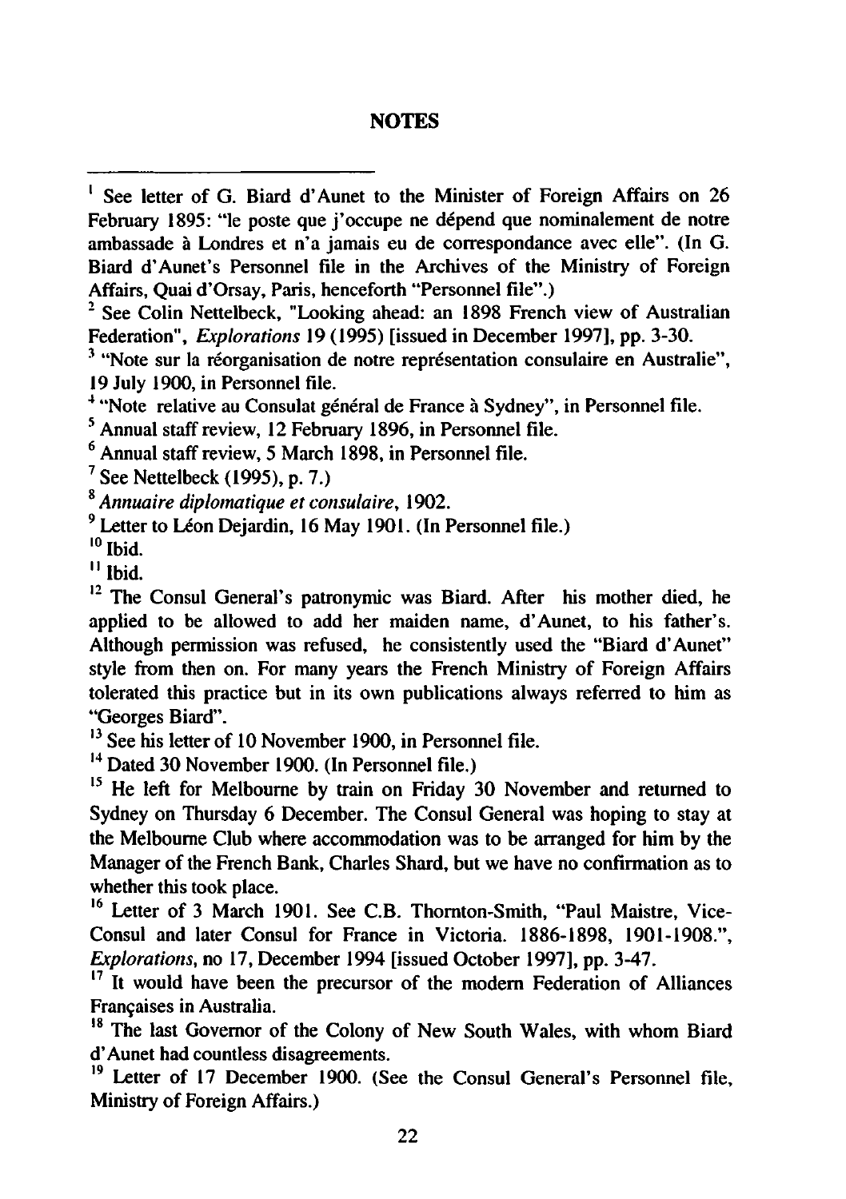## NOTES

[1] See letter of G. Biard d'Aunet to the Minister of Foreign Affairs on 26 February 1895: "le poste que j'occupe ne dépend que nominalement de notre ambassade à Londres et n'a jamais eu de correspondance avec elle". (In G. Biard d'Aunet's Personnel file in the Archives of the Ministry of Foreign Affairs, Quai d'Orsay, Paris, henceforth "Personnel file".)

[2] See Colin Nettelbeck, "Looking ahead: an 1898 French view of Australian Federation", *Explorations* 19 (1995) [issued in December 1997], pp. 3-30.

[3] "Note sur la réorganisation de notre représentation consulaire en Australie", 19 July 1900, in Personnel file.

[4] "Note relative au Consulat général de France à Sydney", in Personnel file.

[5] Annual staff review, 12 February 1896, in Personnel file.

[6] Annual staff review, 5 March 1898, in Personnel file.

[7] See Nettelbeck (1995), p. 7.)

[8] *Annuaire diplomatique et consulaire*, 1902.

[9] Letter to Léon Dejardin, 16 May 1901. (In Personnel file.)

[10] Ibid.

[11] Ibid.

[12] The Consul General's patronymic was Biard. After his mother died, he applied to be allowed to add her maiden name, d'Aunet, to his father's. Although permission was refused, he consistently used the "Biard d'Aunet" style from then on. For many years the French Ministry of Foreign Affairs tolerated this practice but in its own publications always referred to him as "Georges Biard".

[13] See his letter of 10 November 1900, in Personnel file.

[14] Dated 30 November 1900. (In Personnel file.)

[15] He left for Melbourne by train on Friday 30 November and returned to Sydney on Thursday 6 December. The Consul General was hoping to stay at the Melbourne Club where accommodation was to be arranged for him by the Manager of the French Bank, Charles Shard, but we have no confirmation as to whether this took place.

[16] Letter of 3 March 1901. See C.B. Thornton-Smith, "Paul Maistre, Vice-Consul and later Consul for France in Victoria. 1886-1898, 1901-1908.", *Explorations*, no 17, December 1994 [issued October 1997], pp. 3-47.

[17] It would have been the precursor of the modern Federation of Alliances Françaises in Australia.

[18] The last Governor of the Colony of New South Wales, with whom Biard d'Aunet had countless disagreements.

[19] Letter of 17 December 1900. (See the Consul General's Personnel file, Ministry of Foreign Affairs.)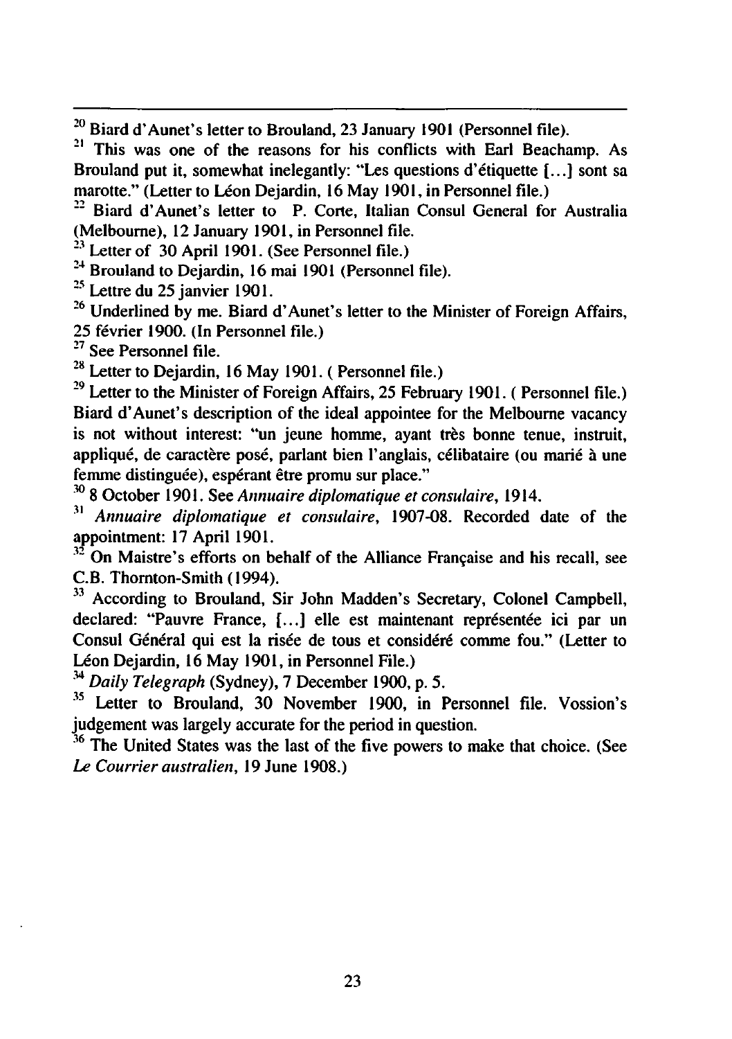[20] Biard d'Aunet's letter to Brouland, 23 January 1901 (Personnel file).

[21] This was one of the reasons for his conflicts with Earl Beachamp. As Brouland put it, somewhat inelegantly: "Les questions d'étiquette [...] sont sa marotte." (Letter to Léon Dejardin, 16 May 1901, in Personnel file.)

[22] Biard d'Aunet's letter to P. Corte, Italian Consul General for Australia (Melbourne), 12 January 1901, in Personnel file.

[23] Letter of 30 April 1901. (See Personnel file.)

[24] Brouland to Dejardin, 16 mai 1901 (Personnel file).

[25] Lettre du 25 janvier 1901.

[26] Underlined by me. Biard d'Aunet's letter to the Minister of Foreign Affairs, 25 février 1900. (In Personnel file.)

[27] See Personnel file.

[28] Letter to Dejardin, 16 May 1901. ( Personnel file.)

[29] Letter to the Minister of Foreign Affairs, 25 February 1901. ( Personnel file.) Biard d'Aunet's description of the ideal appointee for the Melbourne vacancy is not without interest: "un jeune homme, ayant très bonne tenue, instruit, appliqué, de caractère posé, parlant bien l'anglais, célibataire (ou marié à une femme distinguée), espérant être promu sur place."

[30] 8 October 1901. See *Annuaire diplomatique et consulaire*, 1914.

[31] *Annuaire diplomatique et consulaire*, 1907-08. Recorded date of the appointment: 17 April 1901.

[32] On Maistre's efforts on behalf of the Alliance Française and his recall, see C.B. Thornton-Smith (1994).

[33] According to Brouland, Sir John Madden's Secretary, Colonel Campbell, declared: "Pauvre France, [...] elle est maintenant représentée ici par un Consul Général qui est la risée de tous et considéré comme fou." (Letter to Léon Dejardin, 16 May 1901, in Personnel File.)

[34] *Daily Telegraph* (Sydney), 7 December 1900, p. 5.

[35] Letter to Brouland, 30 November 1900, in Personnel file. Vossion's judgement was largely accurate for the period in question.

[36] The United States was the last of the five powers to make that choice. (See *Le Courrier australien*, 19 June 1908.)